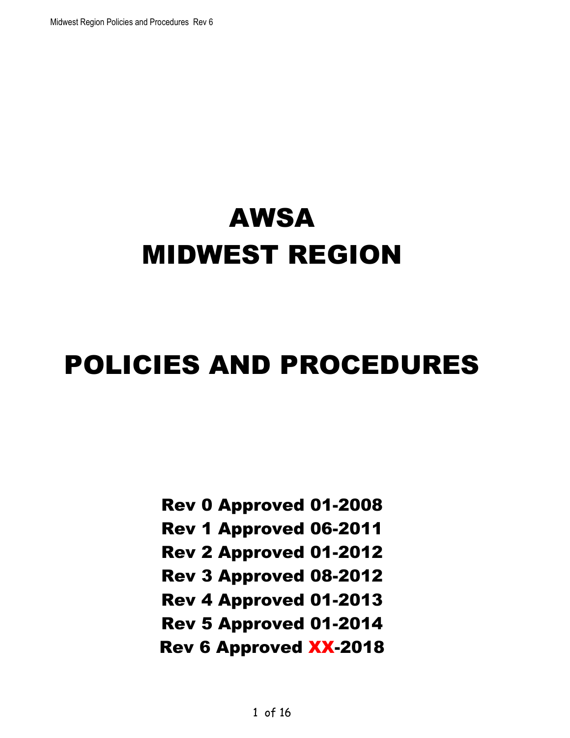# AWSA
# MIDWEST REGION

# POLICIES AND PROCEDURES

**Rev 0 Approved 01-2008**
**Rev 1 Approved 06-2011**
**Rev 2 Approved 01-2012**
**Rev 3 Approved 08-2012**
**Rev 4 Approved 01-2013**
**Rev 5 Approved 01-2014**
**Rev 6 Approved XX-2018**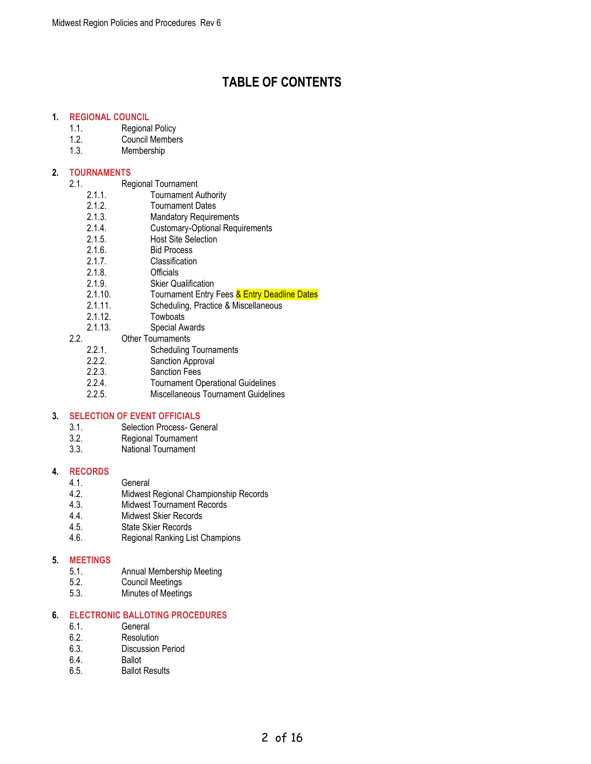# TABLE OF CONTENTS

1. **REGIONAL COUNCIL**
   - 1.1. Regional Policy
   - 1.2. Council Members
   - 1.3. Membership

2. **TOURNAMENTS**
   - 2.1. Regional Tournament
     - 2.1.1. Tournament Authority
     - 2.1.2. Tournament Dates
     - 2.1.3. Mandatory Requirements
     - 2.1.4. Customary-Optional Requirements
     - 2.1.5. Host Site Selection
     - 2.1.6. Bid Process
     - 2.1.7. Classification
     - 2.1.8. Officials
     - 2.1.9. Skier Qualification
     - 2.1.10. Tournament Entry Fees & Entry Deadline Dates
     - 2.1.11. Scheduling, Practice & Miscellaneous
     - 2.1.12. Towboats
     - 2.1.13. Special Awards
   - 2.2. Other Tournaments
     - 2.2.1. Scheduling Tournaments
     - 2.2.2. Sanction Approval
     - 2.2.3. Sanction Fees
     - 2.2.4. Tournament Operational Guidelines
     - 2.2.5. Miscellaneous Tournament Guidelines

3. **SELECTION OF EVENT OFFICIALS**
   - 3.1. Selection Process- General
   - 3.2. Regional Tournament
   - 3.3. National Tournament

4. **RECORDS**
   - 4.1. General
   - 4.2. Midwest Regional Championship Records
   - 4.3. Midwest Tournament Records
   - 4.4. Midwest Skier Records
   - 4.5. State Skier Records
   - 4.6. Regional Ranking List Champions

5. **MEETINGS**
   - 5.1. Annual Membership Meeting
   - 5.2. Council Meetings
   - 5.3. Minutes of Meetings

6. **ELECTRONIC BALLOTING PROCEDURES**
   - 6.1. General
   - 6.2. Resolution
   - 6.3. Discussion Period
   - 6.4. Ballot
   - 6.5. Ballot Results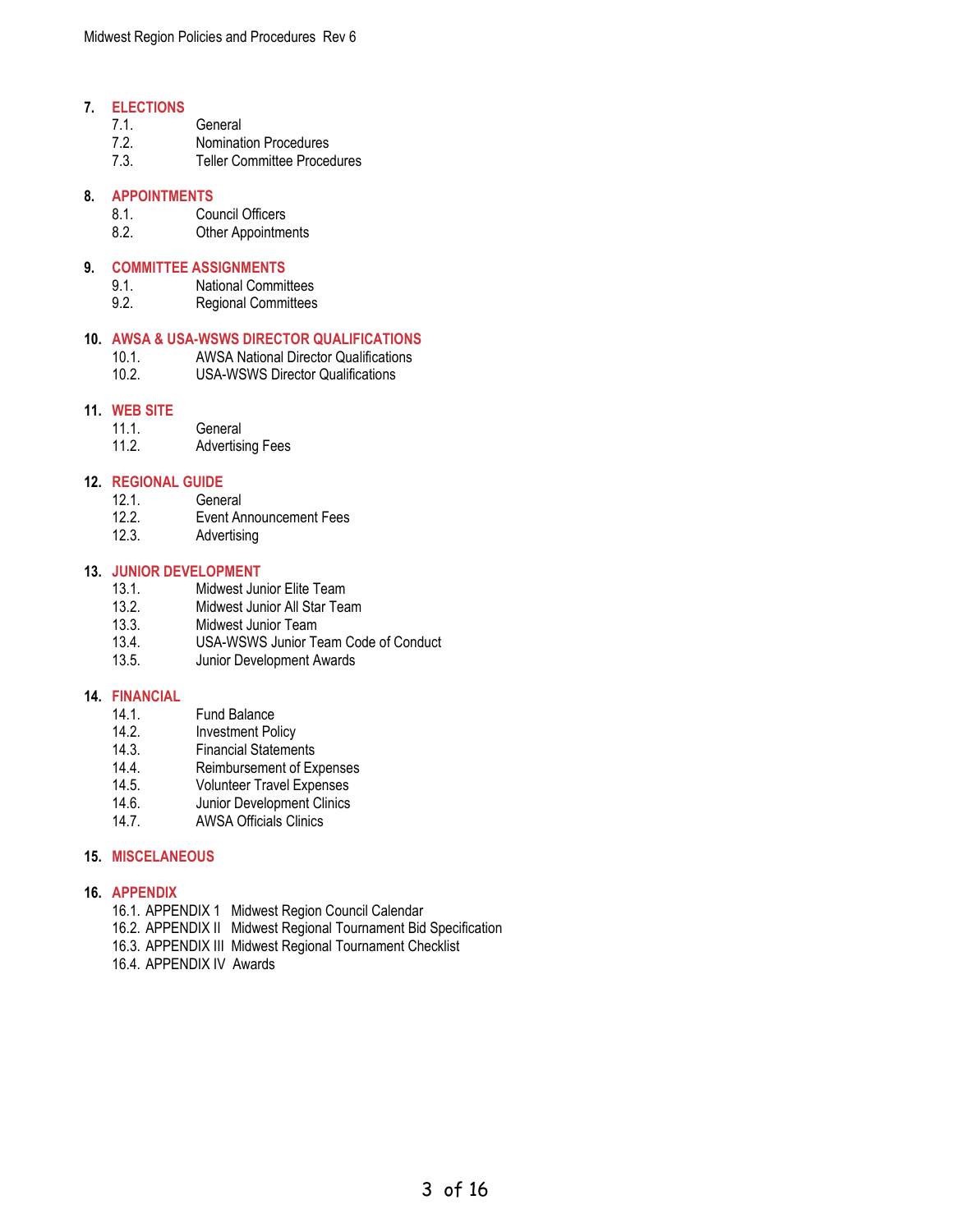**7. ELECTIONS**

- 7.1. General
- 7.2. Nomination Procedures
- 7.3. Teller Committee Procedures

**8. APPOINTMENTS**

- 8.1. Council Officers
- 8.2. Other Appointments

**9. COMMITTEE ASSIGNMENTS**

- 9.1. National Committees
- 9.2. Regional Committees

**10. AWSA & USA-WSWS DIRECTOR QUALIFICATIONS**

- 10.1. AWSA National Director Qualifications
- 10.2. USA-WSWS Director Qualifications

**11. WEB SITE**

- 11.1. General
- 11.2. Advertising Fees

**12. REGIONAL GUIDE**

- 12.1. General
- 12.2. Event Announcement Fees
- 12.3. Advertising

**13. JUNIOR DEVELOPMENT**

- 13.1. Midwest Junior Elite Team
- 13.2. Midwest Junior All Star Team
- 13.3. Midwest Junior Team
- 13.4. USA-WSWS Junior Team Code of Conduct
- 13.5. Junior Development Awards

**14. FINANCIAL**

- 14.1. Fund Balance
- 14.2. Investment Policy
- 14.3. Financial Statements
- 14.4. Reimbursement of Expenses
- 14.5. Volunteer Travel Expenses
- 14.6. Junior Development Clinics
- 14.7. AWSA Officials Clinics

**15. MISCELANEOUS**

**16. APPENDIX**

- 16.1. APPENDIX 1 Midwest Region Council Calendar
- 16.2. APPENDIX II Midwest Regional Tournament Bid Specification
- 16.3. APPENDIX III Midwest Regional Tournament Checklist
- 16.4. APPENDIX IV Awards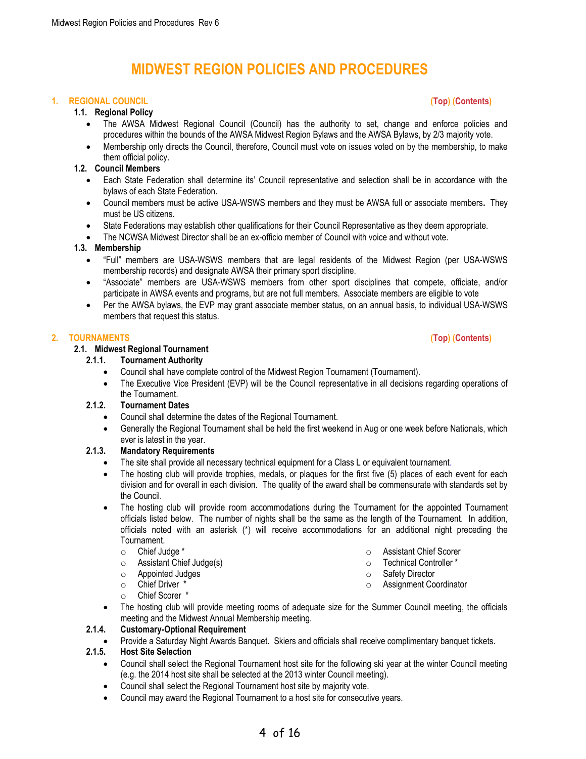# MIDWEST REGION POLICIES AND PROCEDURES

## 1. REGIONAL COUNCIL (Top) (Contents)

### 1.1. Regional Policy

- The AWSA Midwest Regional Council (Council) has the authority to set, change and enforce policies and procedures within the bounds of the AWSA Midwest Region Bylaws and the AWSA Bylaws, by 2/3 majority vote.
- Membership only directs the Council, therefore, Council must vote on issues voted on by the membership, to make them official policy.

### 1.2. Council Members

- Each State Federation shall determine its' Council representative and selection shall be in accordance with the bylaws of each State Federation.
- Council members must be active USA-WSWS members and they must be AWSA full or associate members. They must be US citizens.
- State Federations may establish other qualifications for their Council Representative as they deem appropriate.
- The NCWSA Midwest Director shall be an ex-officio member of Council with voice and without vote.

### 1.3. Membership

- "Full" members are USA-WSWS members that are legal residents of the Midwest Region (per USA-WSWS membership records) and designate AWSA their primary sport discipline.
- "Associate" members are USA-WSWS members from other sport disciplines that compete, officiate, and/or participate in AWSA events and programs, but are not full members. Associate members are eligible to vote
- Per the AWSA bylaws, the EVP may grant associate member status, on an annual basis, to individual USA-WSWS members that request this status.

## 2. TOURNAMENTS (Top) (Contents)

### 2.1. Midwest Regional Tournament

#### 2.1.1. Tournament Authority

- Council shall have complete control of the Midwest Region Tournament (Tournament).
- The Executive Vice President (EVP) will be the Council representative in all decisions regarding operations of the Tournament.

#### 2.1.2. Tournament Dates

- Council shall determine the dates of the Regional Tournament.
- Generally the Regional Tournament shall be held the first weekend in Aug or one week before Nationals, which ever is latest in the year.

#### 2.1.3. Mandatory Requirements

- The site shall provide all necessary technical equipment for a Class L or equivalent tournament.
- The hosting club will provide trophies, medals, or plaques for the first five (5) places of each event for each division and for overall in each division. The quality of the award shall be commensurate with standards set by the Council.
- The hosting club will provide room accommodations during the Tournament for the appointed Tournament officials listed below. The number of nights shall be the same as the length of the Tournament. In addition, officials noted with an asterisk (*) will receive accommodations for an additional night preceding the Tournament.
  - Chief Judge *
  - Assistant Chief Judge(s)
  - Appointed Judges
  - Chief Driver *
  - Chief Scorer *
  - Assistant Chief Scorer
  - Technical Controller *
  - Safety Director
  - Assignment Coordinator
- The hosting club will provide meeting rooms of adequate size for the Summer Council meeting, the officials meeting and the Midwest Annual Membership meeting.

#### 2.1.4. Customary-Optional Requirement

- Provide a Saturday Night Awards Banquet. Skiers and officials shall receive complimentary banquet tickets.

#### 2.1.5. Host Site Selection

- Council shall select the Regional Tournament host site for the following ski year at the winter Council meeting (e.g. the 2014 host site shall be selected at the 2013 winter Council meeting).
- Council shall select the Regional Tournament host site by majority vote.
- Council may award the Regional Tournament to a host site for consecutive years.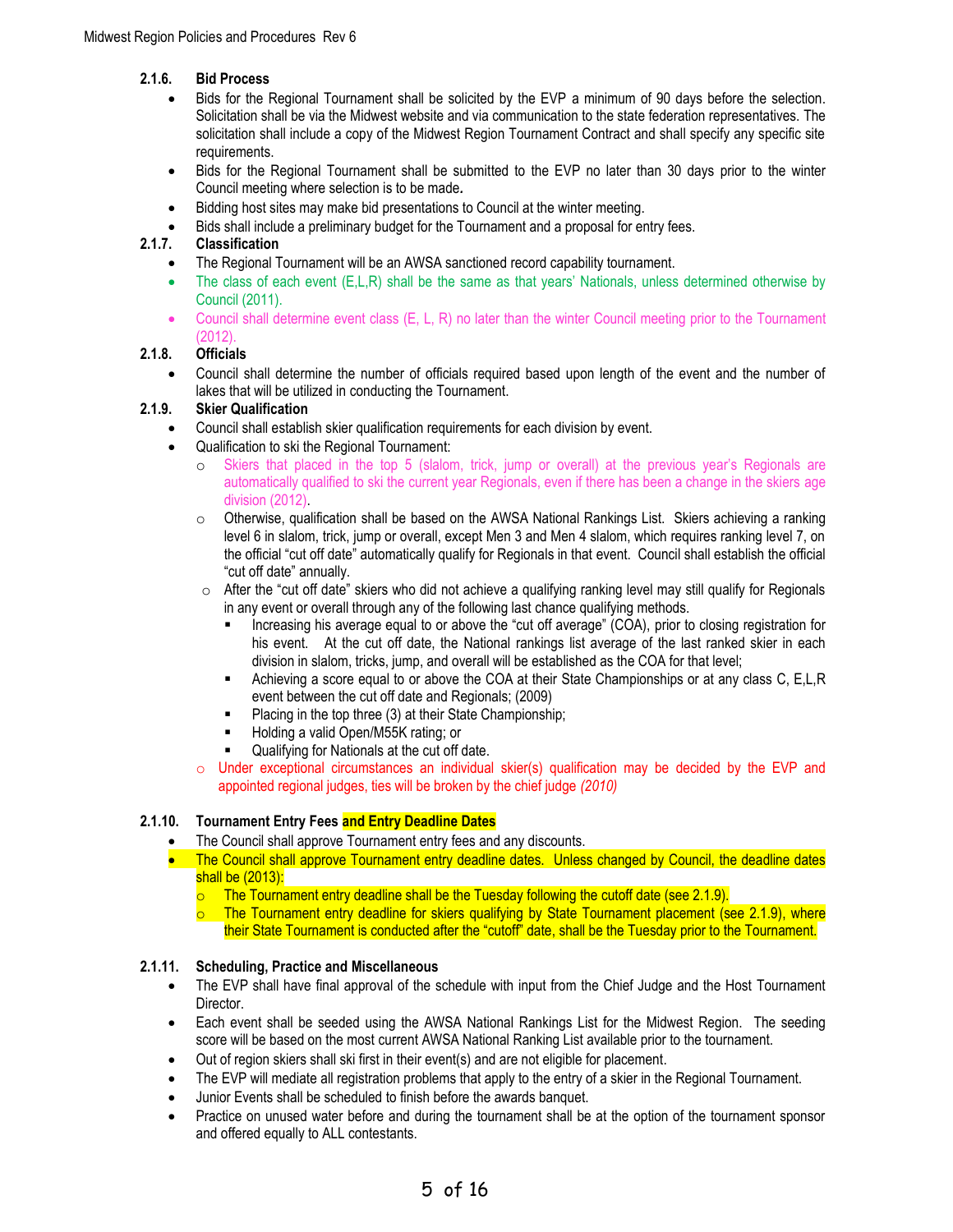### 2.1.6. Bid Process

- Bids for the Regional Tournament shall be solicited by the EVP a minimum of 90 days before the selection. Solicitation shall be via the Midwest website and via communication to the state federation representatives. The solicitation shall include a copy of the Midwest Region Tournament Contract and shall specify any specific site requirements.
- Bids for the Regional Tournament shall be submitted to the EVP no later than 30 days prior to the winter Council meeting where selection is to be made**.**
- Bidding host sites may make bid presentations to Council at the winter meeting.
- Bids shall include a preliminary budget for the Tournament and a proposal for entry fees.

### 2.1.7. Classification

- The Regional Tournament will be an AWSA sanctioned record capability tournament.
- The class of each event (E,L,R) shall be the same as that years' Nationals, unless determined otherwise by Council (2011).
- Council shall determine event class (E, L, R) no later than the winter Council meeting prior to the Tournament (2012).

### 2.1.8. Officials

- Council shall determine the number of officials required based upon length of the event and the number of lakes that will be utilized in conducting the Tournament.

### 2.1.9. Skier Qualification

- Council shall establish skier qualification requirements for each division by event.
- Qualification to ski the Regional Tournament:
  - Skiers that placed in the top 5 (slalom, trick, jump or overall) at the previous year's Regionals are automatically qualified to ski the current year Regionals, even if there has been a change in the skiers age division (2012).
  - Otherwise, qualification shall be based on the AWSA National Rankings List. Skiers achieving a ranking level 6 in slalom, trick, jump or overall, except Men 3 and Men 4 slalom, which requires ranking level 7, on the official "cut off date" automatically qualify for Regionals in that event. Council shall establish the official "cut off date" annually.
  - After the "cut off date" skiers who did not achieve a qualifying ranking level may still qualify for Regionals in any event or overall through any of the following last chance qualifying methods.
    - Increasing his average equal to or above the "cut off average" (COA), prior to closing registration for his event. At the cut off date, the National rankings list average of the last ranked skier in each division in slalom, tricks, jump, and overall will be established as the COA for that level;
    - Achieving a score equal to or above the COA at their State Championships or at any class C, E,L,R event between the cut off date and Regionals; (2009)
    - Placing in the top three (3) at their State Championship;
    - Holding a valid Open/M55K rating; or
    - Qualifying for Nationals at the cut off date.
  - Under exceptional circumstances an individual skier(s) qualification may be decided by the EVP and appointed regional judges, ties will be broken by the chief judge *(2010)*

### 2.1.10. Tournament Entry Fees and Entry Deadline Dates

- The Council shall approve Tournament entry fees and any discounts.
- The Council shall approve Tournament entry deadline dates. Unless changed by Council, the deadline dates shall be (2013):
  - The Tournament entry deadline shall be the Tuesday following the cutoff date (see 2.1.9).
  - The Tournament entry deadline for skiers qualifying by State Tournament placement (see 2.1.9), where their State Tournament is conducted after the "cutoff" date, shall be the Tuesday prior to the Tournament.

### 2.1.11. Scheduling, Practice and Miscellaneous

- The EVP shall have final approval of the schedule with input from the Chief Judge and the Host Tournament Director.
- Each event shall be seeded using the AWSA National Rankings List for the Midwest Region. The seeding score will be based on the most current AWSA National Ranking List available prior to the tournament.
- Out of region skiers shall ski first in their event(s) and are not eligible for placement.
- The EVP will mediate all registration problems that apply to the entry of a skier in the Regional Tournament.
- Junior Events shall be scheduled to finish before the awards banquet.
- Practice on unused water before and during the tournament shall be at the option of the tournament sponsor and offered equally to ALL contestants.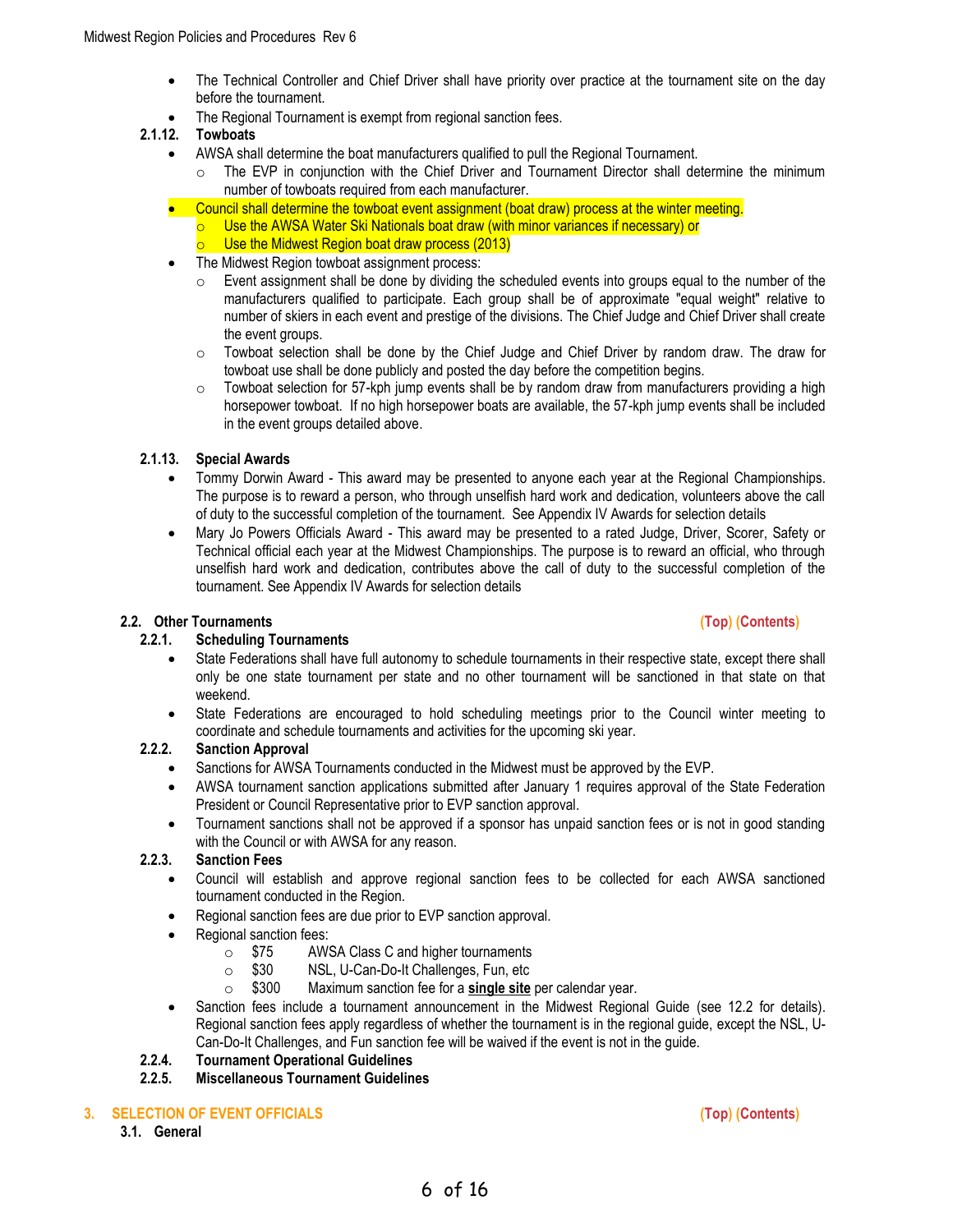- The Technical Controller and Chief Driver shall have priority over practice at the tournament site on the day before the tournament.
- The Regional Tournament is exempt from regional sanction fees.

#### 2.1.12. Towboats

- AWSA shall determine the boat manufacturers qualified to pull the Regional Tournament.
  - The EVP in conjunction with the Chief Driver and Tournament Director shall determine the minimum number of towboats required from each manufacturer.
- Council shall determine the towboat event assignment (boat draw) process at the winter meeting.
  - Use the AWSA Water Ski Nationals boat draw (with minor variances if necessary) or
  - Use the Midwest Region boat draw process (2013)
- The Midwest Region towboat assignment process:
  - Event assignment shall be done by dividing the scheduled events into groups equal to the number of the manufacturers qualified to participate. Each group shall be of approximate "equal weight" relative to number of skiers in each event and prestige of the divisions. The Chief Judge and Chief Driver shall create the event groups.
  - Towboat selection shall be done by the Chief Judge and Chief Driver by random draw. The draw for towboat use shall be done publicly and posted the day before the competition begins.
  - Towboat selection for 57-kph jump events shall be by random draw from manufacturers providing a high horsepower towboat. If no high horsepower boats are available, the 57-kph jump events shall be included in the event groups detailed above.

#### 2.1.13. Special Awards

- Tommy Dorwin Award - This award may be presented to anyone each year at the Regional Championships. The purpose is to reward a person, who through unselfish hard work and dedication, volunteers above the call of duty to the successful completion of the tournament. See Appendix IV Awards for selection details
- Mary Jo Powers Officials Award - This award may be presented to a rated Judge, Driver, Scorer, Safety or Technical official each year at the Midwest Championships. The purpose is to reward an official, who through unselfish hard work and dedication, contributes above the call of duty to the successful completion of the tournament. See Appendix IV Awards for selection details

### 2.2. Other Tournaments

(Top) (Contents)

#### 2.2.1. Scheduling Tournaments

- State Federations shall have full autonomy to schedule tournaments in their respective state, except there shall only be one state tournament per state and no other tournament will be sanctioned in that state on that weekend.
- State Federations are encouraged to hold scheduling meetings prior to the Council winter meeting to coordinate and schedule tournaments and activities for the upcoming ski year.

#### 2.2.2. Sanction Approval

- Sanctions for AWSA Tournaments conducted in the Midwest must be approved by the EVP.
- AWSA tournament sanction applications submitted after January 1 requires approval of the State Federation President or Council Representative prior to EVP sanction approval.
- Tournament sanctions shall not be approved if a sponsor has unpaid sanction fees or is not in good standing with the Council or with AWSA for any reason.

#### 2.2.3. Sanction Fees

- Council will establish and approve regional sanction fees to be collected for each AWSA sanctioned tournament conducted in the Region.
- Regional sanction fees are due prior to EVP sanction approval.
- Regional sanction fees:
  - $75 AWSA Class C and higher tournaments
  - $30 NSL, U-Can-Do-It Challenges, Fun, etc
  - $300 Maximum sanction fee for a **single site** per calendar year.
- Sanction fees include a tournament announcement in the Midwest Regional Guide (see 12.2 for details). Regional sanction fees apply regardless of whether the tournament is in the regional guide, except the NSL, U-Can-Do-It Challenges, and Fun sanction fee will be waived if the event is not in the guide.

#### 2.2.4. Tournament Operational Guidelines

#### 2.2.5. Miscellaneous Tournament Guidelines

## 3. SELECTION OF EVENT OFFICIALS

(Top) (Contents)

### 3.1. General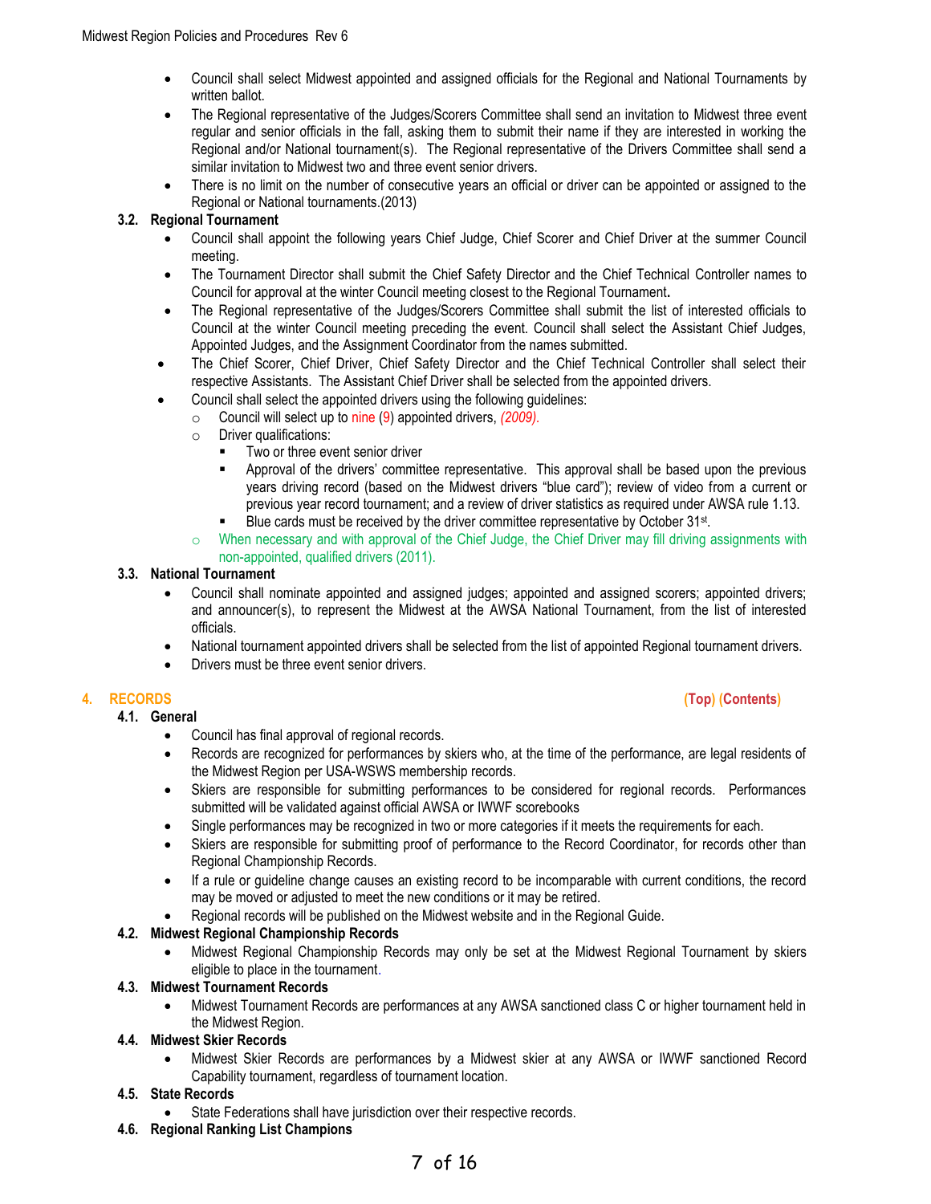- Council shall select Midwest appointed and assigned officials for the Regional and National Tournaments by written ballot.
- The Regional representative of the Judges/Scorers Committee shall send an invitation to Midwest three event regular and senior officials in the fall, asking them to submit their name if they are interested in working the Regional and/or National tournament(s). The Regional representative of the Drivers Committee shall send a similar invitation to Midwest two and three event senior drivers.
- There is no limit on the number of consecutive years an official or driver can be appointed or assigned to the Regional or National tournaments.(2013)

### 3.2. Regional Tournament

- Council shall appoint the following years Chief Judge, Chief Scorer and Chief Driver at the summer Council meeting.
- The Tournament Director shall submit the Chief Safety Director and the Chief Technical Controller names to Council for approval at the winter Council meeting closest to the Regional Tournament**.**
- The Regional representative of the Judges/Scorers Committee shall submit the list of interested officials to Council at the winter Council meeting preceding the event. Council shall select the Assistant Chief Judges, Appointed Judges, and the Assignment Coordinator from the names submitted.
- The Chief Scorer, Chief Driver, Chief Safety Director and the Chief Technical Controller shall select their respective Assistants. The Assistant Chief Driver shall be selected from the appointed drivers.
- Council shall select the appointed drivers using the following guidelines:
  - Council will select up to nine (9) appointed drivers, *(2009).*
  - Driver qualifications:
    - Two or three event senior driver
    - Approval of the drivers' committee representative. This approval shall be based upon the previous years driving record (based on the Midwest drivers "blue card"); review of video from a current or previous year record tournament; and a review of driver statistics as required under AWSA rule 1.13.
    - Blue cards must be received by the driver committee representative by October 31st.
  - When necessary and with approval of the Chief Judge, the Chief Driver may fill driving assignments with non-appointed, qualified drivers (2011).

### 3.3. National Tournament

- Council shall nominate appointed and assigned judges; appointed and assigned scorers; appointed drivers; and announcer(s), to represent the Midwest at the AWSA National Tournament, from the list of interested officials.
- National tournament appointed drivers shall be selected from the list of appointed Regional tournament drivers.
- Drivers must be three event senior drivers.

## 4. RECORDS

(Top) (Contents)

### 4.1. General

- Council has final approval of regional records.
- Records are recognized for performances by skiers who, at the time of the performance, are legal residents of the Midwest Region per USA-WSWS membership records.
- Skiers are responsible for submitting performances to be considered for regional records. Performances submitted will be validated against official AWSA or IWWF scorebooks
- Single performances may be recognized in two or more categories if it meets the requirements for each.
- Skiers are responsible for submitting proof of performance to the Record Coordinator, for records other than Regional Championship Records.
- If a rule or guideline change causes an existing record to be incomparable with current conditions, the record may be moved or adjusted to meet the new conditions or it may be retired.
- Regional records will be published on the Midwest website and in the Regional Guide.

### 4.2. Midwest Regional Championship Records

- Midwest Regional Championship Records may only be set at the Midwest Regional Tournament by skiers eligible to place in the tournament.

### 4.3. Midwest Tournament Records

- Midwest Tournament Records are performances at any AWSA sanctioned class C or higher tournament held in the Midwest Region.

### 4.4. Midwest Skier Records

- Midwest Skier Records are performances by a Midwest skier at any AWSA or IWWF sanctioned Record Capability tournament, regardless of tournament location.

### 4.5. State Records

- State Federations shall have jurisdiction over their respective records.

### 4.6. Regional Ranking List Champions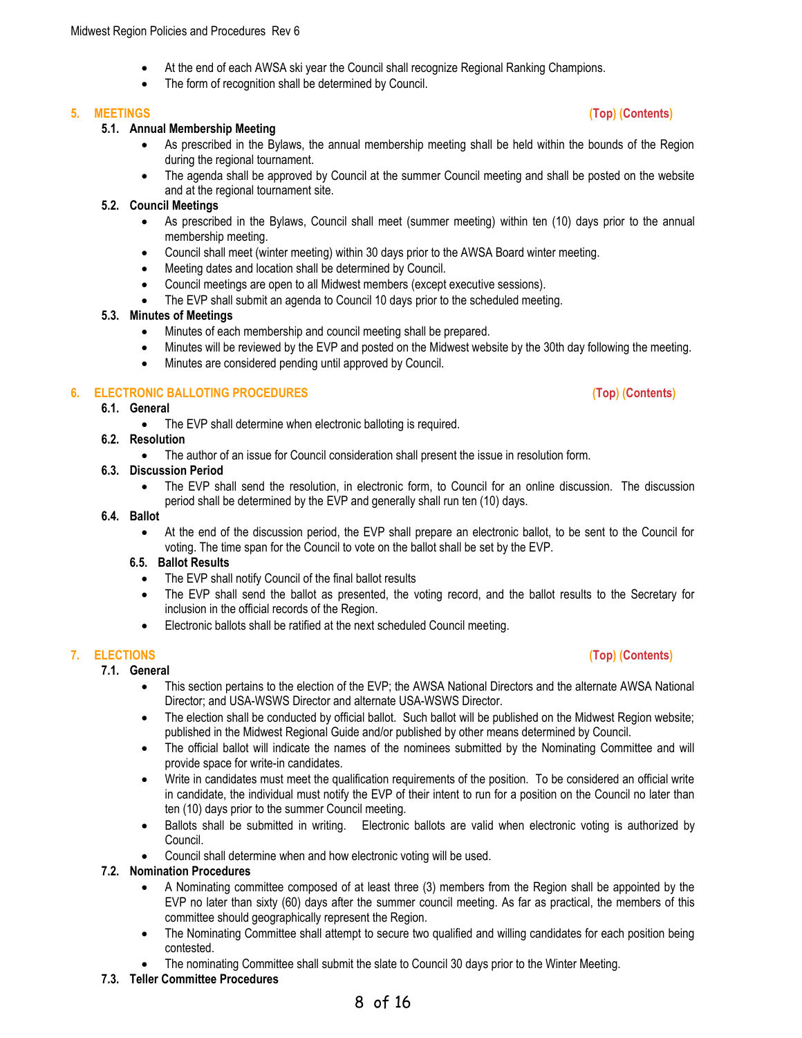- At the end of each AWSA ski year the Council shall recognize Regional Ranking Champions.
- The form of recognition shall be determined by Council.

## 5. MEETINGS (Top) (Contents)

### 5.1. Annual Membership Meeting

- As prescribed in the Bylaws, the annual membership meeting shall be held within the bounds of the Region during the regional tournament.
- The agenda shall be approved by Council at the summer Council meeting and shall be posted on the website and at the regional tournament site.

### 5.2. Council Meetings

- As prescribed in the Bylaws, Council shall meet (summer meeting) within ten (10) days prior to the annual membership meeting.
- Council shall meet (winter meeting) within 30 days prior to the AWSA Board winter meeting.
- Meeting dates and location shall be determined by Council.
- Council meetings are open to all Midwest members (except executive sessions).
- The EVP shall submit an agenda to Council 10 days prior to the scheduled meeting.

### 5.3. Minutes of Meetings

- Minutes of each membership and council meeting shall be prepared.
- Minutes will be reviewed by the EVP and posted on the Midwest website by the 30th day following the meeting.
- Minutes are considered pending until approved by Council.

## 6. ELECTRONIC BALLOTING PROCEDURES (Top) (Contents)

### 6.1. General

- The EVP shall determine when electronic balloting is required.

### 6.2. Resolution

- The author of an issue for Council consideration shall present the issue in resolution form.

### 6.3. Discussion Period

- The EVP shall send the resolution, in electronic form, to Council for an online discussion. The discussion period shall be determined by the EVP and generally shall run ten (10) days.

### 6.4. Ballot

- At the end of the discussion period, the EVP shall prepare an electronic ballot, to be sent to the Council for voting. The time span for the Council to vote on the ballot shall be set by the EVP.

### 6.5. Ballot Results

- The EVP shall notify Council of the final ballot results
- The EVP shall send the ballot as presented, the voting record, and the ballot results to the Secretary for inclusion in the official records of the Region.
- Electronic ballots shall be ratified at the next scheduled Council meeting.

## 7. ELECTIONS (Top) (Contents)

### 7.1. General

- This section pertains to the election of the EVP; the AWSA National Directors and the alternate AWSA National Director; and USA-WSWS Director and alternate USA-WSWS Director.
- The election shall be conducted by official ballot. Such ballot will be published on the Midwest Region website; published in the Midwest Regional Guide and/or published by other means determined by Council.
- The official ballot will indicate the names of the nominees submitted by the Nominating Committee and will provide space for write-in candidates.
- Write in candidates must meet the qualification requirements of the position. To be considered an official write in candidate, the individual must notify the EVP of their intent to run for a position on the Council no later than ten (10) days prior to the summer Council meeting.
- Ballots shall be submitted in writing. Electronic ballots are valid when electronic voting is authorized by Council.
- Council shall determine when and how electronic voting will be used.

### 7.2. Nomination Procedures

- A Nominating committee composed of at least three (3) members from the Region shall be appointed by the EVP no later than sixty (60) days after the summer council meeting. As far as practical, the members of this committee should geographically represent the Region.
- The Nominating Committee shall attempt to secure two qualified and willing candidates for each position being contested.
- The nominating Committee shall submit the slate to Council 30 days prior to the Winter Meeting.

### 7.3. Teller Committee Procedures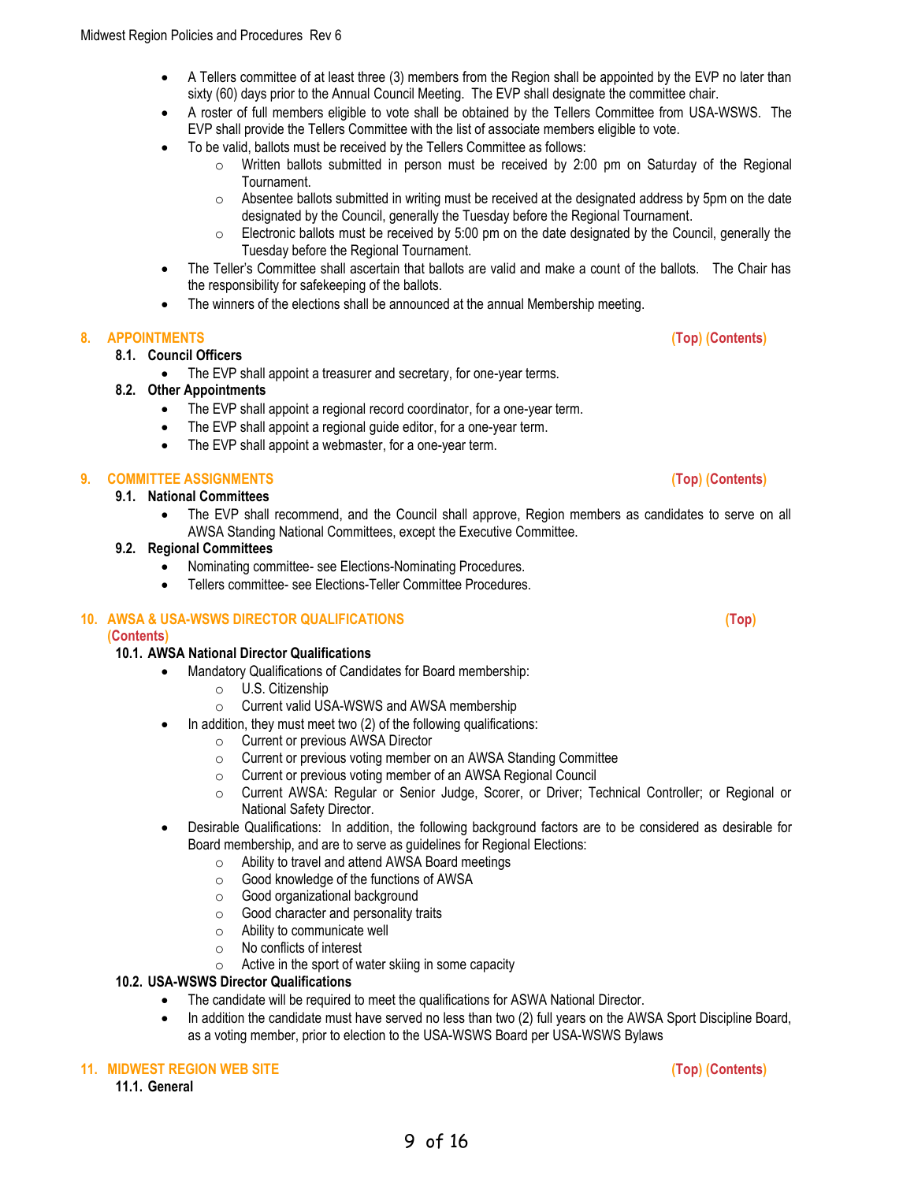- A Tellers committee of at least three (3) members from the Region shall be appointed by the EVP no later than sixty (60) days prior to the Annual Council Meeting. The EVP shall designate the committee chair.
- A roster of full members eligible to vote shall be obtained by the Tellers Committee from USA-WSWS. The EVP shall provide the Tellers Committee with the list of associate members eligible to vote.
- To be valid, ballots must be received by the Tellers Committee as follows:
  - Written ballots submitted in person must be received by 2:00 pm on Saturday of the Regional Tournament.
  - Absentee ballots submitted in writing must be received at the designated address by 5pm on the date designated by the Council, generally the Tuesday before the Regional Tournament.
  - Electronic ballots must be received by 5:00 pm on the date designated by the Council, generally the Tuesday before the Regional Tournament.
- The Teller's Committee shall ascertain that ballots are valid and make a count of the ballots. The Chair has the responsibility for safekeeping of the ballots.
- The winners of the elections shall be announced at the annual Membership meeting.

## 8. APPOINTMENTS (Top) (Contents)

### 8.1. Council Officers

- The EVP shall appoint a treasurer and secretary, for one-year terms.

### 8.2. Other Appointments

- The EVP shall appoint a regional record coordinator, for a one-year term.
- The EVP shall appoint a regional guide editor, for a one-year term.
- The EVP shall appoint a webmaster, for a one-year term.

## 9. COMMITTEE ASSIGNMENTS (Top) (Contents)

### 9.1. National Committees

- The EVP shall recommend, and the Council shall approve, Region members as candidates to serve on all AWSA Standing National Committees, except the Executive Committee.

### 9.2. Regional Committees

- Nominating committee- see Elections-Nominating Procedures.
- Tellers committee- see Elections-Teller Committee Procedures.

## 10. AWSA & USA-WSWS DIRECTOR QUALIFICATIONS (Top) (Contents)

### 10.1. AWSA National Director Qualifications

- Mandatory Qualifications of Candidates for Board membership:
  - U.S. Citizenship
  - Current valid USA-WSWS and AWSA membership
- In addition, they must meet two (2) of the following qualifications:
  - Current or previous AWSA Director
  - Current or previous voting member on an AWSA Standing Committee
  - Current or previous voting member of an AWSA Regional Council
  - Current AWSA: Regular or Senior Judge, Scorer, or Driver; Technical Controller; or Regional or National Safety Director.
- Desirable Qualifications: In addition, the following background factors are to be considered as desirable for Board membership, and are to serve as guidelines for Regional Elections:
  - Ability to travel and attend AWSA Board meetings
  - Good knowledge of the functions of AWSA
  - Good organizational background
  - Good character and personality traits
  - Ability to communicate well
  - No conflicts of interest
  - Active in the sport of water skiing in some capacity

### 10.2. USA-WSWS Director Qualifications

- The candidate will be required to meet the qualifications for ASWA National Director.
- In addition the candidate must have served no less than two (2) full years on the AWSA Sport Discipline Board, as a voting member, prior to election to the USA-WSWS Board per USA-WSWS Bylaws

## 11. MIDWEST REGION WEB SITE (Top) (Contents)

### 11.1. General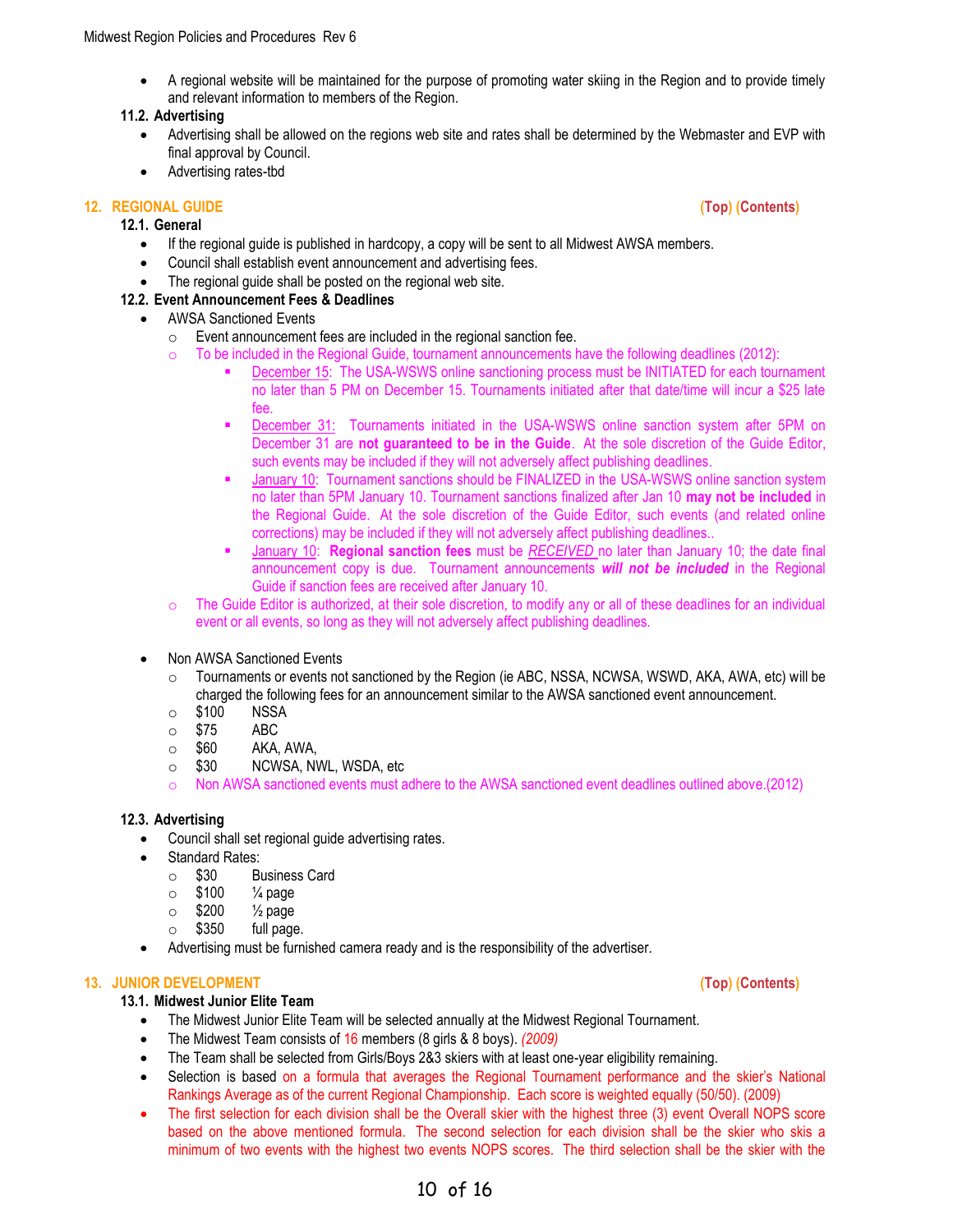- A regional website will be maintained for the purpose of promoting water skiing in the Region and to provide timely and relevant information to members of the Region.

### 11.2. Advertising

- Advertising shall be allowed on the regions web site and rates shall be determined by the Webmaster and EVP with final approval by Council.
- Advertising rates-tbd

## 12. REGIONAL GUIDE

(Top) (Contents)

### 12.1. General

- If the regional guide is published in hardcopy, a copy will be sent to all Midwest AWSA members.
- Council shall establish event announcement and advertising fees.
- The regional guide shall be posted on the regional web site.

### 12.2. Event Announcement Fees & Deadlines

- AWSA Sanctioned Events
  - Event announcement fees are included in the regional sanction fee.
  - To be included in the Regional Guide, tournament announcements have the following deadlines (2012):
    - December 15: The USA-WSWS online sanctioning process must be INITIATED for each tournament no later than 5 PM on December 15. Tournaments initiated after that date/time will incur a $25 late fee.
    - December 31: Tournaments initiated in the USA-WSWS online sanction system after 5PM on December 31 are **not guaranteed to be in the Guide**. At the sole discretion of the Guide Editor, such events may be included if they will not adversely affect publishing deadlines.
    - January 10: Tournament sanctions should be FINALIZED in the USA-WSWS online sanction system no later than 5PM January 10. Tournament sanctions finalized after Jan 10 **may not be included** in the Regional Guide. At the sole discretion of the Guide Editor, such events (and related online corrections) may be included if they will not adversely affect publishing deadlines..
    - January 10: **Regional sanction fees** must be ***RECEIVED*** no later than January 10; the date final announcement copy is due. Tournament announcements ***will not be included*** in the Regional Guide if sanction fees are received after January 10.
  - The Guide Editor is authorized, at their sole discretion, to modify any or all of these deadlines for an individual event or all events, so long as they will not adversely affect publishing deadlines.

- Non AWSA Sanctioned Events
  - Tournaments or events not sanctioned by the Region (ie ABC, NSSA, NCWSA, WSWD, AKA, AWA, etc) will be charged the following fees for an announcement similar to the AWSA sanctioned event announcement.
  - $100 NSSA
  - $75 ABC
  - $60 AKA, AWA,
  - $30 NCWSA, NWL, WSDA, etc
  - Non AWSA sanctioned events must adhere to the AWSA sanctioned event deadlines outlined above.(2012)

### 12.3. Advertising

- Council shall set regional guide advertising rates.
- Standard Rates:
  - $30 Business Card
  - $100 ¼ page
  - $200 ½ page
  - $350 full page.
- Advertising must be furnished camera ready and is the responsibility of the advertiser.

## 13. JUNIOR DEVELOPMENT

(Top) (Contents)

### 13.1. Midwest Junior Elite Team

- The Midwest Junior Elite Team will be selected annually at the Midwest Regional Tournament.
- The Midwest Team consists of 16 members (8 girls & 8 boys). *(2009)*
- The Team shall be selected from Girls/Boys 2&3 skiers with at least one-year eligibility remaining.
- Selection is based on a formula that averages the Regional Tournament performance and the skier's National Rankings Average as of the current Regional Championship. Each score is weighted equally (50/50). (2009)
- The first selection for each division shall be the Overall skier with the highest three (3) event Overall NOPS score based on the above mentioned formula. The second selection for each division shall be the skier who skis a minimum of two events with the highest two events NOPS scores. The third selection shall be the skier with the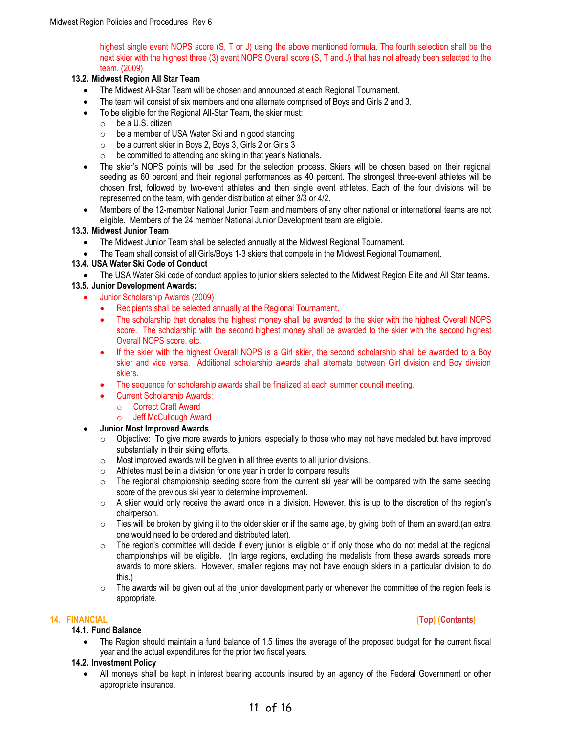highest single event NOPS score (S, T or J) using the above mentioned formula. The fourth selection shall be the next skier with the highest three (3) event NOPS Overall score (S, T and J) that has not already been selected to the team. (2009)

### 13.2. Midwest Region All Star Team

- The Midwest All-Star Team will be chosen and announced at each Regional Tournament.
- The team will consist of six members and one alternate comprised of Boys and Girls 2 and 3.
- To be eligible for the Regional All-Star Team, the skier must:
  - be a U.S. citizen
  - be a member of USA Water Ski and in good standing
  - be a current skier in Boys 2, Boys 3, Girls 2 or Girls 3
  - be committed to attending and skiing in that year's Nationals.
- The skier's NOPS points will be used for the selection process. Skiers will be chosen based on their regional seeding as 60 percent and their regional performances as 40 percent. The strongest three-event athletes will be chosen first, followed by two-event athletes and then single event athletes. Each of the four divisions will be represented on the team, with gender distribution at either 3/3 or 4/2.
- Members of the 12-member National Junior Team and members of any other national or international teams are not eligible. Members of the 24 member National Junior Development team are eligible.

### 13.3. Midwest Junior Team

- The Midwest Junior Team shall be selected annually at the Midwest Regional Tournament.
- The Team shall consist of all Girls/Boys 1-3 skiers that compete in the Midwest Regional Tournament.

### 13.4. USA Water Ski Code of Conduct

- The USA Water Ski code of conduct applies to junior skiers selected to the Midwest Region Elite and All Star teams.

### 13.5. Junior Development Awards:

- Junior Scholarship Awards (2009)
  - Recipients shall be selected annually at the Regional Tournament.
  - The scholarship that donates the highest money shall be awarded to the skier with the highest Overall NOPS score. The scholarship with the second highest money shall be awarded to the skier with the second highest Overall NOPS score, etc.
  - If the skier with the highest Overall NOPS is a Girl skier, the second scholarship shall be awarded to a Boy skier and vice versa. Additional scholarship awards shall alternate between Girl division and Boy division skiers.
  - The sequence for scholarship awards shall be finalized at each summer council meeting.
  - Current Scholarship Awards:
    - Correct Craft Award
    - Jeff McCullough Award
- **Junior Most Improved Awards**
  - Objective: To give more awards to juniors, especially to those who may not have medaled but have improved substantially in their skiing efforts.
  - Most improved awards will be given in all three events to all junior divisions.
  - Athletes must be in a division for one year in order to compare results
  - The regional championship seeding score from the current ski year will be compared with the same seeding score of the previous ski year to determine improvement.
  - A skier would only receive the award once in a division. However, this is up to the discretion of the region's chairperson.
  - Ties will be broken by giving it to the older skier or if the same age, by giving both of them an award.(an extra one would need to be ordered and distributed later).
  - The region's committee will decide if every junior is eligible or if only those who do not medal at the regional championships will be eligible. (In large regions, excluding the medalists from these awards spreads more awards to more skiers. However, smaller regions may not have enough skiers in a particular division to do this.)
  - The awards will be given out at the junior development party or whenever the committee of the region feels is appropriate.

## 14. FINANCIAL (Top) (Contents)

### 14.1. Fund Balance

- The Region should maintain a fund balance of 1.5 times the average of the proposed budget for the current fiscal year and the actual expenditures for the prior two fiscal years.

### 14.2. Investment Policy

- All moneys shall be kept in interest bearing accounts insured by an agency of the Federal Government or other appropriate insurance.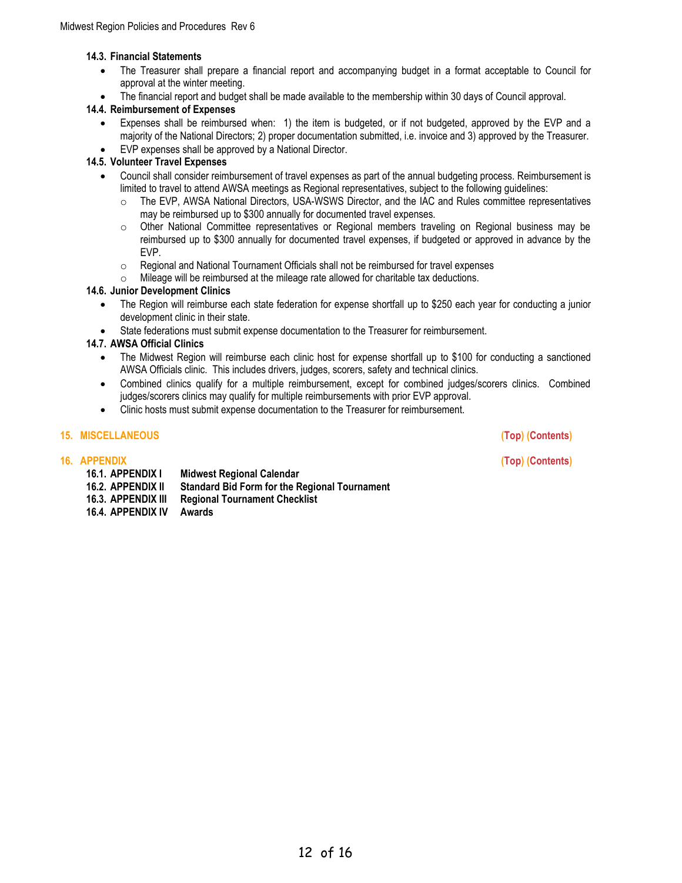### 14.3. Financial Statements

- The Treasurer shall prepare a financial report and accompanying budget in a format acceptable to Council for approval at the winter meeting.
- The financial report and budget shall be made available to the membership within 30 days of Council approval.

### 14.4. Reimbursement of Expenses

- Expenses shall be reimbursed when: 1) the item is budgeted, or if not budgeted, approved by the EVP and a majority of the National Directors; 2) proper documentation submitted, i.e. invoice and 3) approved by the Treasurer.
- EVP expenses shall be approved by a National Director.

### 14.5. Volunteer Travel Expenses

- Council shall consider reimbursement of travel expenses as part of the annual budgeting process. Reimbursement is limited to travel to attend AWSA meetings as Regional representatives, subject to the following guidelines:
  - The EVP, AWSA National Directors, USA-WSWS Director, and the IAC and Rules committee representatives may be reimbursed up to $300 annually for documented travel expenses.
  - Other National Committee representatives or Regional members traveling on Regional business may be reimbursed up to $300 annually for documented travel expenses, if budgeted or approved in advance by the EVP.
  - Regional and National Tournament Officials shall not be reimbursed for travel expenses
  - Mileage will be reimbursed at the mileage rate allowed for charitable tax deductions.

### 14.6. Junior Development Clinics

- The Region will reimburse each state federation for expense shortfall up to $250 each year for conducting a junior development clinic in their state.
- State federations must submit expense documentation to the Treasurer for reimbursement.

### 14.7. AWSA Official Clinics

- The Midwest Region will reimburse each clinic host for expense shortfall up to $100 for conducting a sanctioned AWSA Officials clinic. This includes drivers, judges, scorers, safety and technical clinics.
- Combined clinics qualify for a multiple reimbursement, except for combined judges/scorers clinics. Combined judges/scorers clinics may qualify for multiple reimbursements with prior EVP approval.
- Clinic hosts must submit expense documentation to the Treasurer for reimbursement.

## 15. MISCELLANEOUS

(Top) (Contents)

## 16. APPENDIX

(Top) (Contents)

**16.1. APPENDIX I** **Midwest Regional Calendar**
**16.2. APPENDIX II** **Standard Bid Form for the Regional Tournament**
**16.3. APPENDIX III** **Regional Tournament Checklist**
**16.4. APPENDIX IV** **Awards**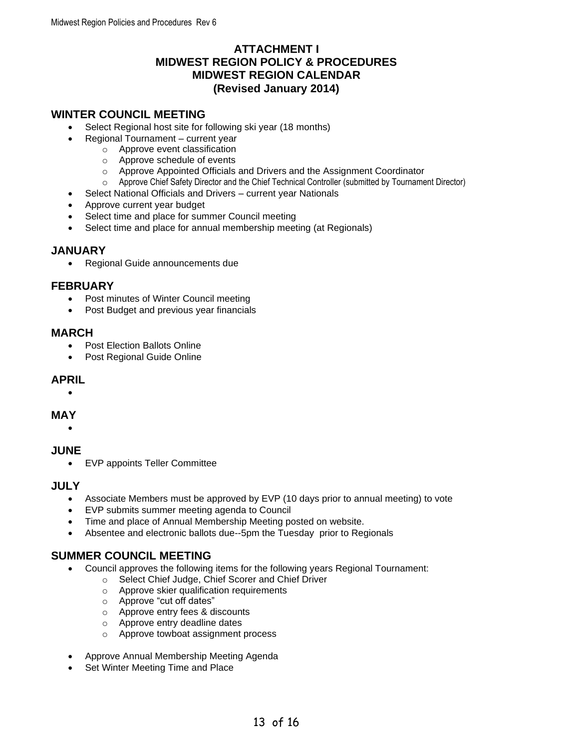# ATTACHMENT I
# MIDWEST REGION POLICY & PROCEDURES
# MIDWEST REGION CALENDAR
# (Revised January 2014)

## WINTER COUNCIL MEETING

- Select Regional host site for following ski year (18 months)
- Regional Tournament – current year
  - Approve event classification
  - Approve schedule of events
  - Approve Appointed Officials and Drivers and the Assignment Coordinator
  - Approve Chief Safety Director and the Chief Technical Controller (submitted by Tournament Director)
- Select National Officials and Drivers – current year Nationals
- Approve current year budget
- Select time and place for summer Council meeting
- Select time and place for annual membership meeting (at Regionals)

## JANUARY

- Regional Guide announcements due

## FEBRUARY

- Post minutes of Winter Council meeting
- Post Budget and previous year financials

## MARCH

- Post Election Ballots Online
- Post Regional Guide Online

## APRIL

- 

## MAY

- 

## JUNE

- EVP appoints Teller Committee

## JULY

- Associate Members must be approved by EVP (10 days prior to annual meeting) to vote
- EVP submits summer meeting agenda to Council
- Time and place of Annual Membership Meeting posted on website.
- Absentee and electronic ballots due--5pm the Tuesday prior to Regionals

## SUMMER COUNCIL MEETING

- Council approves the following items for the following years Regional Tournament:
  - Select Chief Judge, Chief Scorer and Chief Driver
  - Approve skier qualification requirements
  - Approve "cut off dates"
  - Approve entry fees & discounts
  - Approve entry deadline dates
  - Approve towboat assignment process
- Approve Annual Membership Meeting Agenda
- Set Winter Meeting Time and Place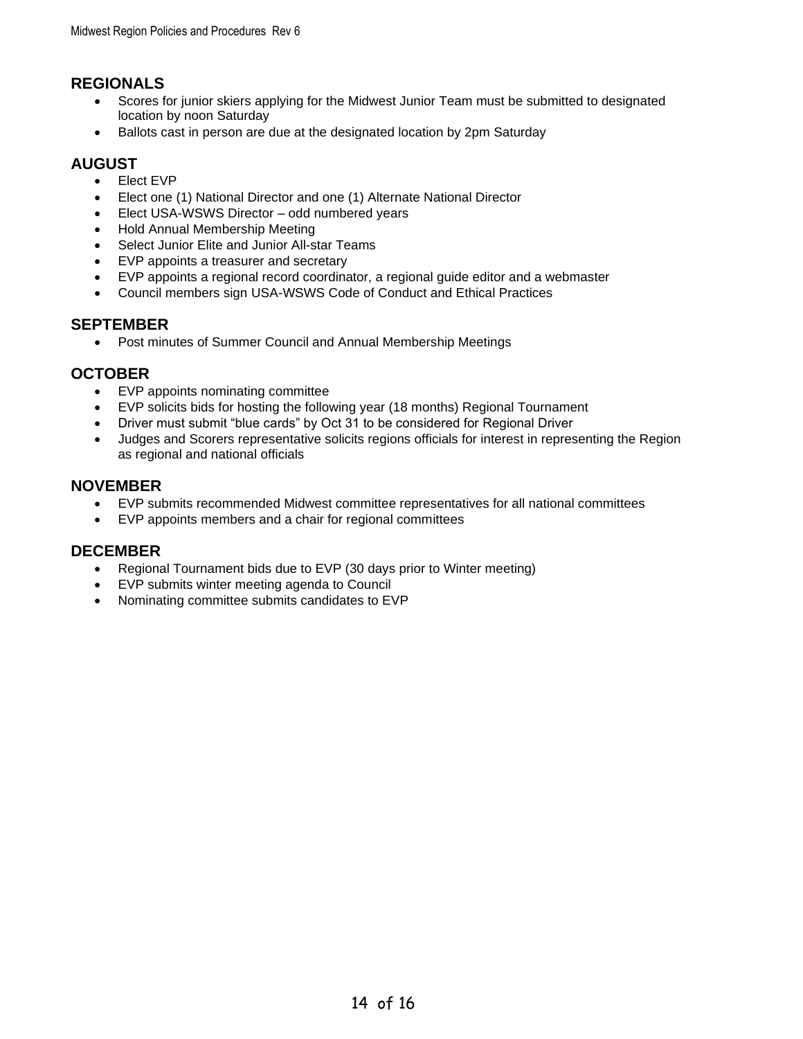## REGIONALS

- Scores for junior skiers applying for the Midwest Junior Team must be submitted to designated location by noon Saturday
- Ballots cast in person are due at the designated location by 2pm Saturday

## AUGUST

- Elect EVP
- Elect one (1) National Director and one (1) Alternate National Director
- Elect USA-WSWS Director – odd numbered years
- Hold Annual Membership Meeting
- Select Junior Elite and Junior All-star Teams
- EVP appoints a treasurer and secretary
- EVP appoints a regional record coordinator, a regional guide editor and a webmaster
- Council members sign USA-WSWS Code of Conduct and Ethical Practices

## SEPTEMBER

- Post minutes of Summer Council and Annual Membership Meetings

## OCTOBER

- EVP appoints nominating committee
- EVP solicits bids for hosting the following year (18 months) Regional Tournament
- Driver must submit "blue cards" by Oct 31 to be considered for Regional Driver
- Judges and Scorers representative solicits regions officials for interest in representing the Region as regional and national officials

## NOVEMBER

- EVP submits recommended Midwest committee representatives for all national committees
- EVP appoints members and a chair for regional committees

## DECEMBER

- Regional Tournament bids due to EVP (30 days prior to Winter meeting)
- EVP submits winter meeting agenda to Council
- Nominating committee submits candidates to EVP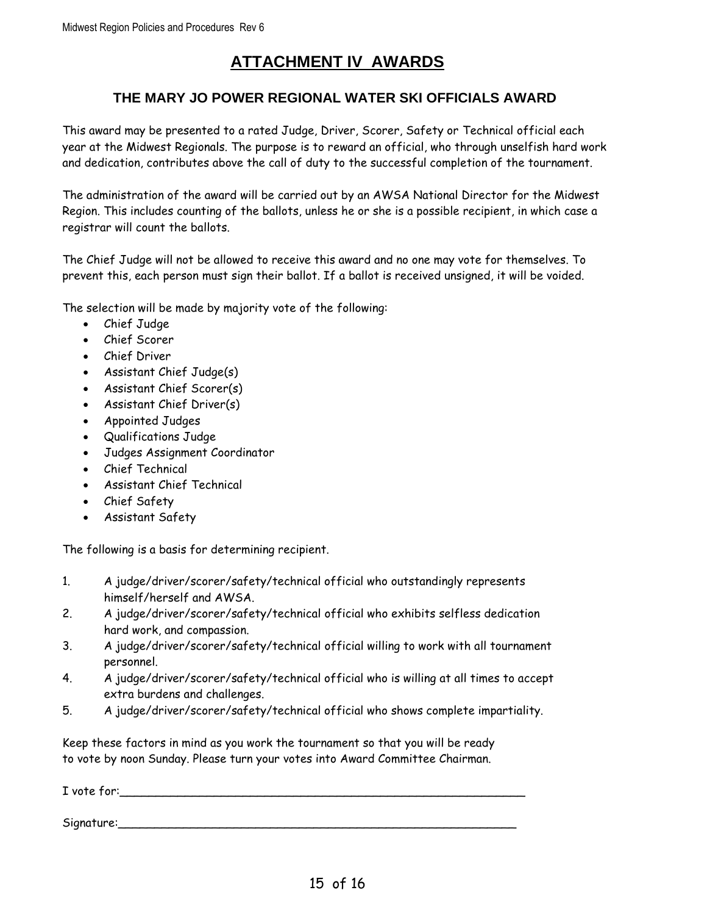# ATTACHMENT IV AWARDS

## THE MARY JO POWER REGIONAL WATER SKI OFFICIALS AWARD

This award may be presented to a rated Judge, Driver, Scorer, Safety or Technical official each year at the Midwest Regionals. The purpose is to reward an official, who through unselfish hard work and dedication, contributes above the call of duty to the successful completion of the tournament.

The administration of the award will be carried out by an AWSA National Director for the Midwest Region. This includes counting of the ballots, unless he or she is a possible recipient, in which case a registrar will count the ballots.

The Chief Judge will not be allowed to receive this award and no one may vote for themselves. To prevent this, each person must sign their ballot. If a ballot is received unsigned, it will be voided.

The selection will be made by majority vote of the following:

- Chief Judge
- Chief Scorer
- Chief Driver
- Assistant Chief Judge(s)
- Assistant Chief Scorer(s)
- Assistant Chief Driver(s)
- Appointed Judges
- Qualifications Judge
- Judges Assignment Coordinator
- Chief Technical
- Assistant Chief Technical
- Chief Safety
- Assistant Safety

The following is a basis for determining recipient.

1. A judge/driver/scorer/safety/technical official who outstandingly represents himself/herself and AWSA.
2. A judge/driver/scorer/safety/technical official who exhibits selfless dedication hard work, and compassion.
3. A judge/driver/scorer/safety/technical official willing to work with all tournament personnel.
4. A judge/driver/scorer/safety/technical official who is willing at all times to accept extra burdens and challenges.
5. A judge/driver/scorer/safety/technical official who shows complete impartiality.

Keep these factors in mind as you work the tournament so that you will be ready to vote by noon Sunday. Please turn your votes into Award Committee Chairman.

I vote for:\_\_\_\_\_\_\_\_\_\_\_\_\_\_\_\_\_\_\_\_\_\_\_\_\_\_\_\_\_\_\_\_\_\_\_\_\_\_\_\_\_\_\_\_\_\_\_\_\_\_\_\_\_\_\_\_

Signature:\_\_\_\_\_\_\_\_\_\_\_\_\_\_\_\_\_\_\_\_\_\_\_\_\_\_\_\_\_\_\_\_\_\_\_\_\_\_\_\_\_\_\_\_\_\_\_\_\_\_\_\_\_\_\_\_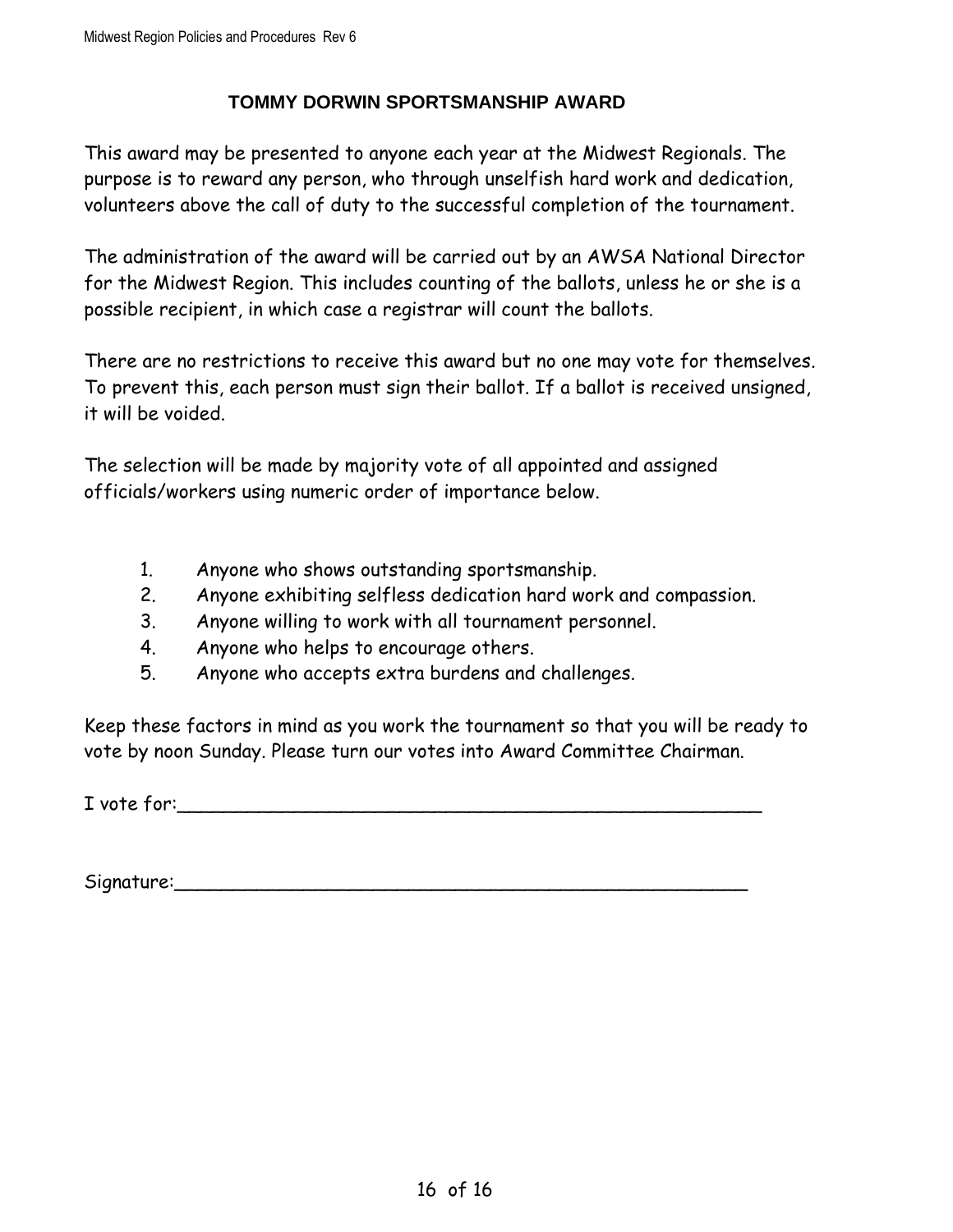## TOMMY DORWIN SPORTSMANSHIP AWARD

This award may be presented to anyone each year at the Midwest Regionals. The purpose is to reward any person, who through unselfish hard work and dedication, volunteers above the call of duty to the successful completion of the tournament.

The administration of the award will be carried out by an AWSA National Director for the Midwest Region. This includes counting of the ballots, unless he or she is a possible recipient, in which case a registrar will count the ballots.

There are no restrictions to receive this award but no one may vote for themselves. To prevent this, each person must sign their ballot. If a ballot is received unsigned, it will be voided.

The selection will be made by majority vote of all appointed and assigned officials/workers using numeric order of importance below.

1. Anyone who shows outstanding sportsmanship.
2. Anyone exhibiting selfless dedication hard work and compassion.
3. Anyone willing to work with all tournament personnel.
4. Anyone who helps to encourage others.
5. Anyone who accepts extra burdens and challenges.

Keep these factors in mind as you work the tournament so that you will be ready to vote by noon Sunday. Please turn our votes into Award Committee Chairman.

I vote for:\_\_\_\_\_\_\_\_\_\_\_\_\_\_\_\_\_\_\_\_\_\_\_\_\_\_\_\_\_\_\_\_\_\_\_\_\_\_\_\_\_\_\_\_\_\_\_\_

Signature:\_\_\_\_\_\_\_\_\_\_\_\_\_\_\_\_\_\_\_\_\_\_\_\_\_\_\_\_\_\_\_\_\_\_\_\_\_\_\_\_\_\_\_\_\_\_\_\_